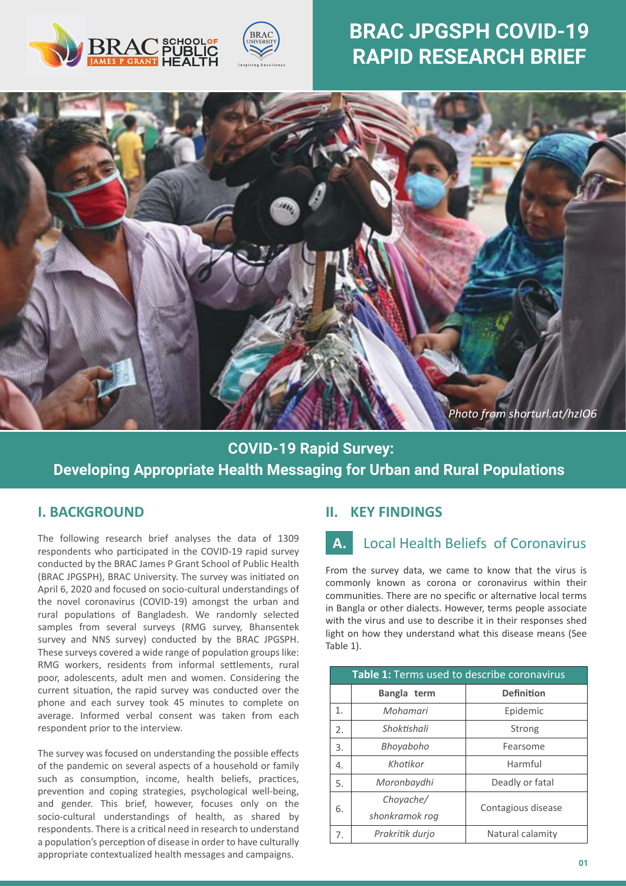# BRAC JPGSPH COVID-19 RAPID RESEARCH BRIEF

*Photo from shorturl.at/hzIO6*

## COVID-19 Rapid Survey: Developing Appropriate Health Messaging for Urban and Rural Populations

## I. BACKGROUND

The following research brief analyses the data of 1309 respondents who participated in the COVID-19 rapid survey conducted by the BRAC James P Grant School of Public Health (BRAC JPGSPH), BRAC University. The survey was initiated on April 6, 2020 and focused on socio-cultural understandings of the novel coronavirus (COVID-19) amongst the urban and rural populations of Bangladesh. We randomly selected samples from several surveys (RMG survey, Bhansentek survey and NNS survey) conducted by the BRAC JPGSPH. These surveys covered a wide range of population groups like: RMG workers, residents from informal settlements, rural poor, adolescents, adult men and women. Considering the current situation, the rapid survey was conducted over the phone and each survey took 45 minutes to complete on average. Informed verbal consent was taken from each respondent prior to the interview.

The survey was focused on understanding the possible effects of the pandemic on several aspects of a household or family such as consumption, income, health beliefs, practices, prevention and coping strategies, psychological well-being, and gender. This brief, however, focuses only on the socio-cultural understandings of health, as shared by respondents. There is a critical need in research to understand a population's perception of disease in order to have culturally appropriate contextualized health messages and campaigns.

## II. KEY FINDINGS

### A. Local Health Beliefs of Coronavirus

From the survey data, we came to know that the virus is commonly known as corona or coronavirus within their communities. There are no specific or alternative local terms in Bangla or other dialects. However, terms people associate with the virus and use to describe it in their responses shed light on how they understand what this disease means (See Table 1).

**Table 1:** Terms used to describe coronavirus

| | Bangla term | Definition |
|---|---|---|
| 1. | *Mohamari* | Epidemic |
| 2. | *Shoktishali* | Strong |
| 3. | *Bhoyaboho* | Fearsome |
| 4. | *Khotikor* | Harmful |
| 5. | *Moronbaydhi* | Deadly or fatal |
| 6. | *Choyache/ shonkramok rog* | Contagious disease |
| 7. | *Prakritik durjo* | Natural calamity |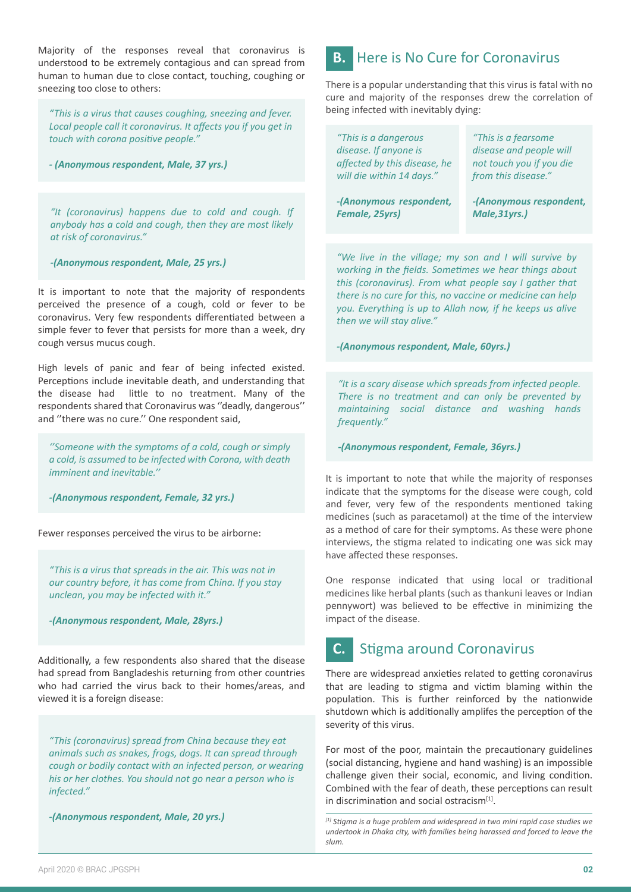Majority of the responses reveal that coronavirus is understood to be extremely contagious and can spread from human to human due to close contact, touching, coughing or sneezing too close to others:

> *"This is a virus that causes coughing, sneezing and fever. Local people call it coronavirus. It affects you if you get in touch with corona positive people."*
>
> ***- (Anonymous respondent, Male, 37 yrs.)***

> *"It (coronavirus) happens due to cold and cough. If anybody has a cold and cough, then they are most likely at risk of coronavirus."*
>
> ***-(Anonymous respondent, Male, 25 yrs.)***

It is important to note that the majority of respondents perceived the presence of a cough, cold or fever to be coronavirus. Very few respondents differentiated between a simple fever to fever that persists for more than a week, dry cough versus mucus cough.

High levels of panic and fear of being infected existed. Perceptions include inevitable death, and understanding that the disease had little to no treatment. Many of the respondents shared that Coronavirus was ''deadly, dangerous'' and ''there was no cure.'' One respondent said,

> *''Someone with the symptoms of a cold, cough or simply a cold, is assumed to be infected with Corona, with death imminent and inevitable.''*
>
> ***-(Anonymous respondent, Female, 32 yrs.)***

Fewer responses perceived the virus to be airborne:

> *"This is a virus that spreads in the air. This was not in our country before, it has come from China. If you stay unclean, you may be infected with it."*
>
> ***-(Anonymous respondent, Male, 28yrs.)***

Additionally, a few respondents also shared that the disease had spread from Bangladeshis returning from other countries who had carried the virus back to their homes/areas, and viewed it is a foreign disease:

> *"This (coronavirus) spread from China because they eat animals such as snakes, frogs, dogs. It can spread through cough or bodily contact with an infected person, or wearing his or her clothes. You should not go near a person who is infected."*
>
> ***-(Anonymous respondent, Male, 20 yrs.)***

## B. Here is No Cure for Coronavirus

There is a popular understanding that this virus is fatal with no cure and majority of the responses drew the correlation of being infected with inevitably dying:

> *"This is a dangerous disease. If anyone is affected by this disease, he will die within 14 days."*
>
> ***-(Anonymous respondent, Female, 25yrs)***

> *"This is a fearsome disease and people will not touch you if you die from this disease."*
>
> ***-(Anonymous respondent, Male,31yrs.)***

> *"We live in the village; my son and I will survive by working in the fields. Sometimes we hear things about this (coronavirus). From what people say I gather that there is no cure for this, no vaccine or medicine can help you. Everything is up to Allah now, if he keeps us alive then we will stay alive."*
>
> ***-(Anonymous respondent, Male, 60yrs.)***

> *"It is a scary disease which spreads from infected people. There is no treatment and can only be prevented by maintaining social distance and washing hands frequently."*
>
> ***-(Anonymous respondent, Female, 36yrs.)***

It is important to note that while the majority of responses indicate that the symptoms for the disease were cough, cold and fever, very few of the respondents mentioned taking medicines (such as paracetamol) at the time of the interview as a method of care for their symptoms. As these were phone interviews, the stigma related to indicating one was sick may have affected these responses.

One response indicated that using local or traditional medicines like herbal plants (such as thankuni leaves or Indian pennywort) was believed to be effective in minimizing the impact of the disease.

## C. Stigma around Coronavirus

There are widespread anxieties related to getting coronavirus that are leading to stigma and victim blaming within the population. This is further reinforced by the nationwide shutdown which is additionally amplifes the perception of the severity of this virus.

For most of the poor, maintain the precautionary guidelines (social distancing, hygiene and hand washing) is an impossible challenge given their social, economic, and living condition. Combined with the fear of death, these perceptions can result in discrimination and social ostracism[1].

*[1] Stigma is a huge problem and widespread in two mini rapid case studies we undertook in Dhaka city, with families being harassed and forced to leave the slum.*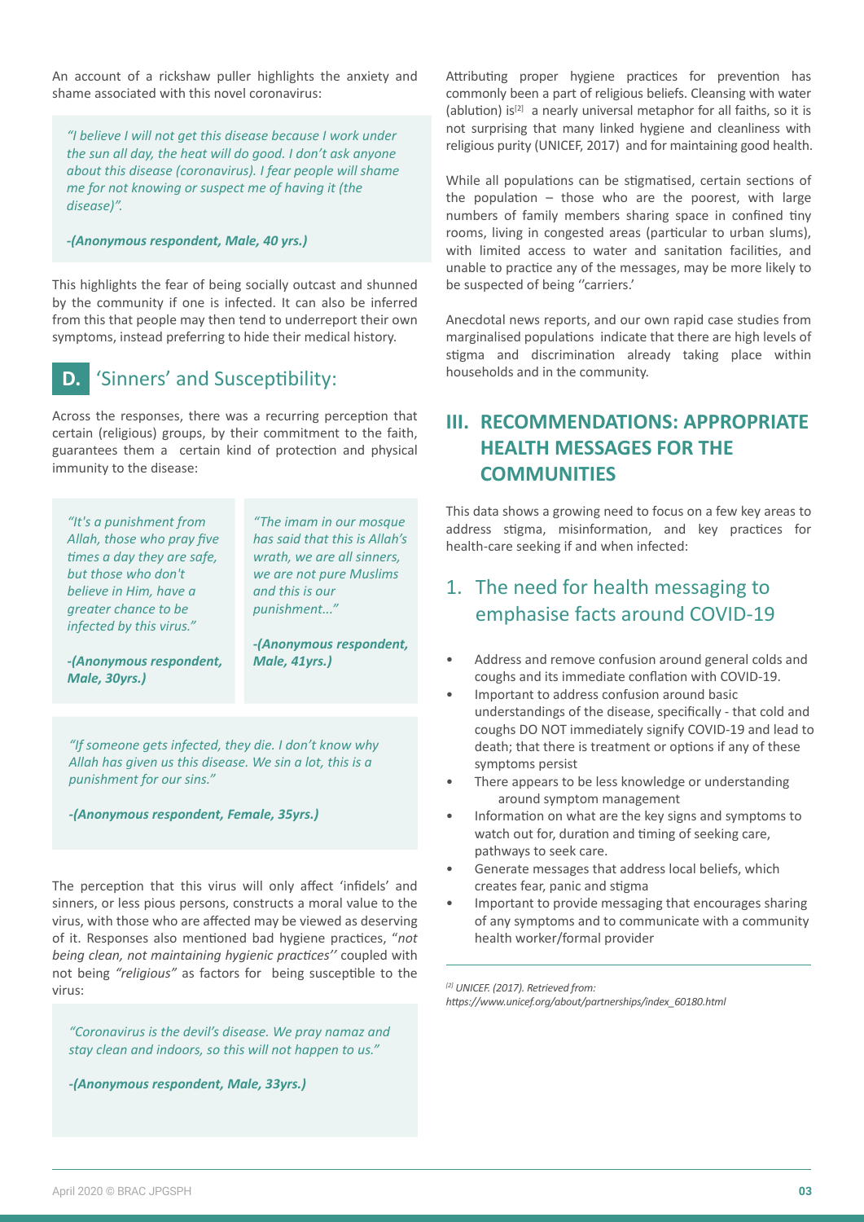An account of a rickshaw puller highlights the anxiety and shame associated with this novel coronavirus:

> *"I believe I will not get this disease because I work under the sun all day, the heat will do good. I don't ask anyone about this disease (coronavirus). I fear people will shame me for not knowing or suspect me of having it (the disease)".*
>
> ***-(Anonymous respondent, Male, 40 yrs.)***

This highlights the fear of being socially outcast and shunned by the community if one is infected. It can also be inferred from this that people may then tend to underreport their own symptoms, instead preferring to hide their medical history.

## D. 'Sinners' and Susceptibility:

Across the responses, there was a recurring perception that certain (religious) groups, by their commitment to the faith, guarantees them a certain kind of protection and physical immunity to the disease:

> *"It's a punishment from Allah, those who pray five times a day they are safe, but those who don't believe in Him, have a greater chance to be infected by this virus."*
>
> ***-(Anonymous respondent, Male, 30yrs.)***

> *"The imam in our mosque has said that this is Allah's wrath, we are all sinners, we are not pure Muslims and this is our punishment..."*
>
> ***-(Anonymous respondent, Male, 41yrs.)***

> *"If someone gets infected, they die. I don't know why Allah has given us this disease. We sin a lot, this is a punishment for our sins."*
>
> ***-(Anonymous respondent, Female, 35yrs.)***

The perception that this virus will only affect 'infidels' and sinners, or less pious persons, constructs a moral value to the virus, with those who are affected may be viewed as deserving of it. Responses also mentioned bad hygiene practices, "*not being clean, not maintaining hygienic practices''* coupled with not being *"religious"* as factors for being susceptible to the virus:

> *"Coronavirus is the devil's disease. We pray namaz and stay clean and indoors, so this will not happen to us."*
>
> ***-(Anonymous respondent, Male, 33yrs.)***

Attributing proper hygiene practices for prevention has commonly been a part of religious beliefs. Cleansing with water (ablution) is[2] a nearly universal metaphor for all faiths, so it is not surprising that many linked hygiene and cleanliness with religious purity (UNICEF, 2017) and for maintaining good health.

While all populations can be stigmatised, certain sections of the population – those who are the poorest, with large numbers of family members sharing space in confined tiny rooms, living in congested areas (particular to urban slums), with limited access to water and sanitation facilities, and unable to practice any of the messages, may be more likely to be suspected of being ''carriers.'

Anecdotal news reports, and our own rapid case studies from marginalised populations indicate that there are high levels of stigma and discrimination already taking place within households and in the community.

# III. RECOMMENDATIONS: APPROPRIATE HEALTH MESSAGES FOR THE COMMUNITIES

This data shows a growing need to focus on a few key areas to address stigma, misinformation, and key practices for health-care seeking if and when infected:

## 1. The need for health messaging to emphasise facts around COVID-19

- Address and remove confusion around general colds and coughs and its immediate conflation with COVID-19.
- Important to address confusion around basic understandings of the disease, specifically - that cold and coughs DO NOT immediately signify COVID-19 and lead to death; that there is treatment or options if any of these symptoms persist
- There appears to be less knowledge or understanding around symptom management
- Information on what are the key signs and symptoms to watch out for, duration and timing of seeking care, pathways to seek care.
- Generate messages that address local beliefs, which creates fear, panic and stigma
- Important to provide messaging that encourages sharing of any symptoms and to communicate with a community health worker/formal provider

---

*[2] UNICEF. (2017). Retrieved from: https://www.unicef.org/about/partnerships/index_60180.html*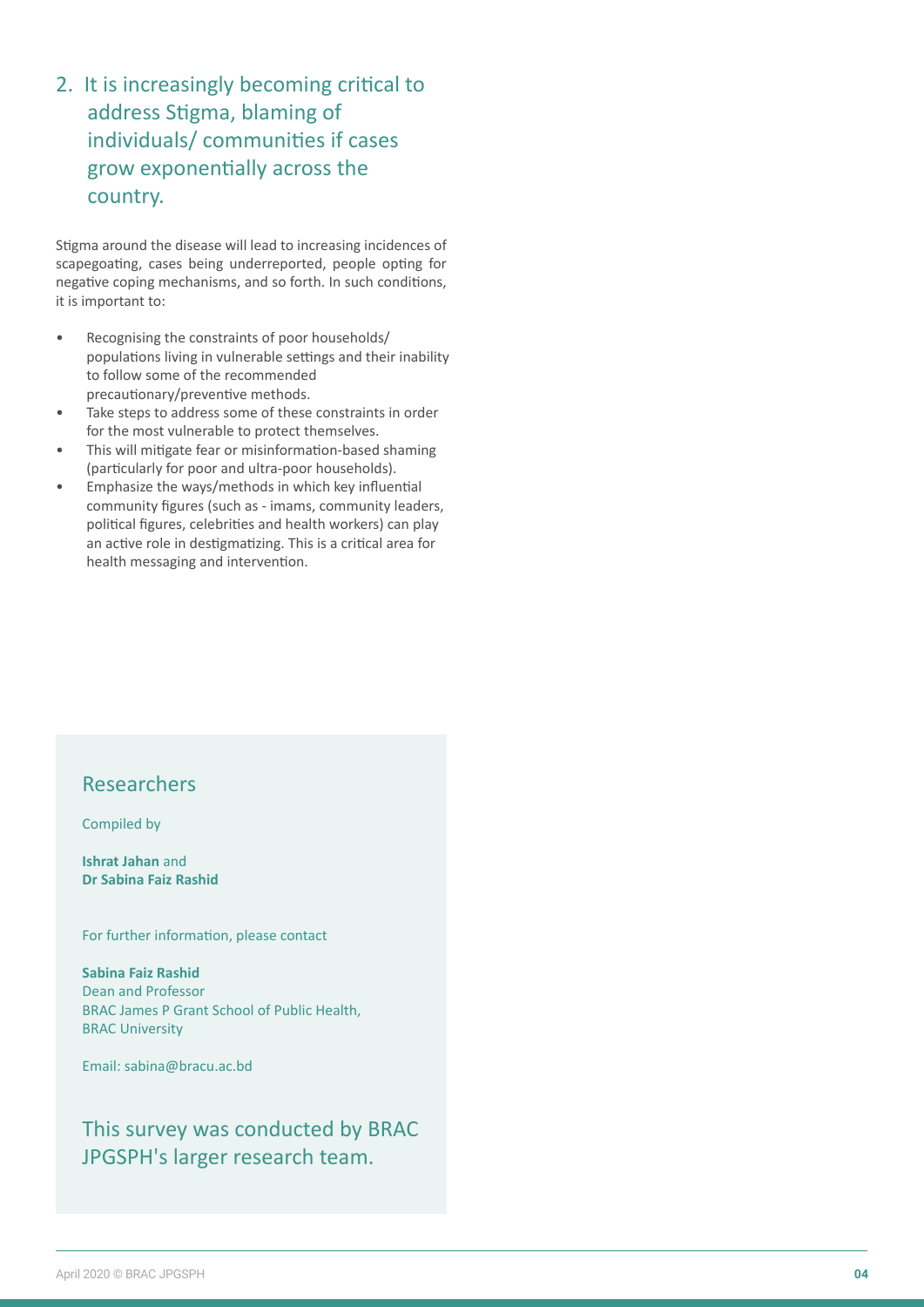## 2. It is increasingly becoming critical to address Stigma, blaming of individuals/ communities if cases grow exponentially across the country.

Stigma around the disease will lead to increasing incidences of scapegoating, cases being underreported, people opting for negative coping mechanisms, and so forth. In such conditions, it is important to:

- Recognising the constraints of poor households/ populations living in vulnerable settings and their inability to follow some of the recommended precautionary/preventive methods.
- Take steps to address some of these constraints in order for the most vulnerable to protect themselves.
- This will mitigate fear or misinformation-based shaming (particularly for poor and ultra-poor households).
- Emphasize the ways/methods in which key influential community figures (such as - imams, community leaders, political figures, celebrities and health workers) can play an active role in destigmatizing. This is a critical area for health messaging and intervention.

## Researchers

Compiled by

**Ishrat Jahan** and
**Dr Sabina Faiz Rashid**

For further information, please contact

**Sabina Faiz Rashid**
Dean and Professor
BRAC James P Grant School of Public Health,
BRAC University

Email: sabina@bracu.ac.bd

This survey was conducted by BRAC JPGSPH's larger research team.

April 2020 © BRAC JPGSPH